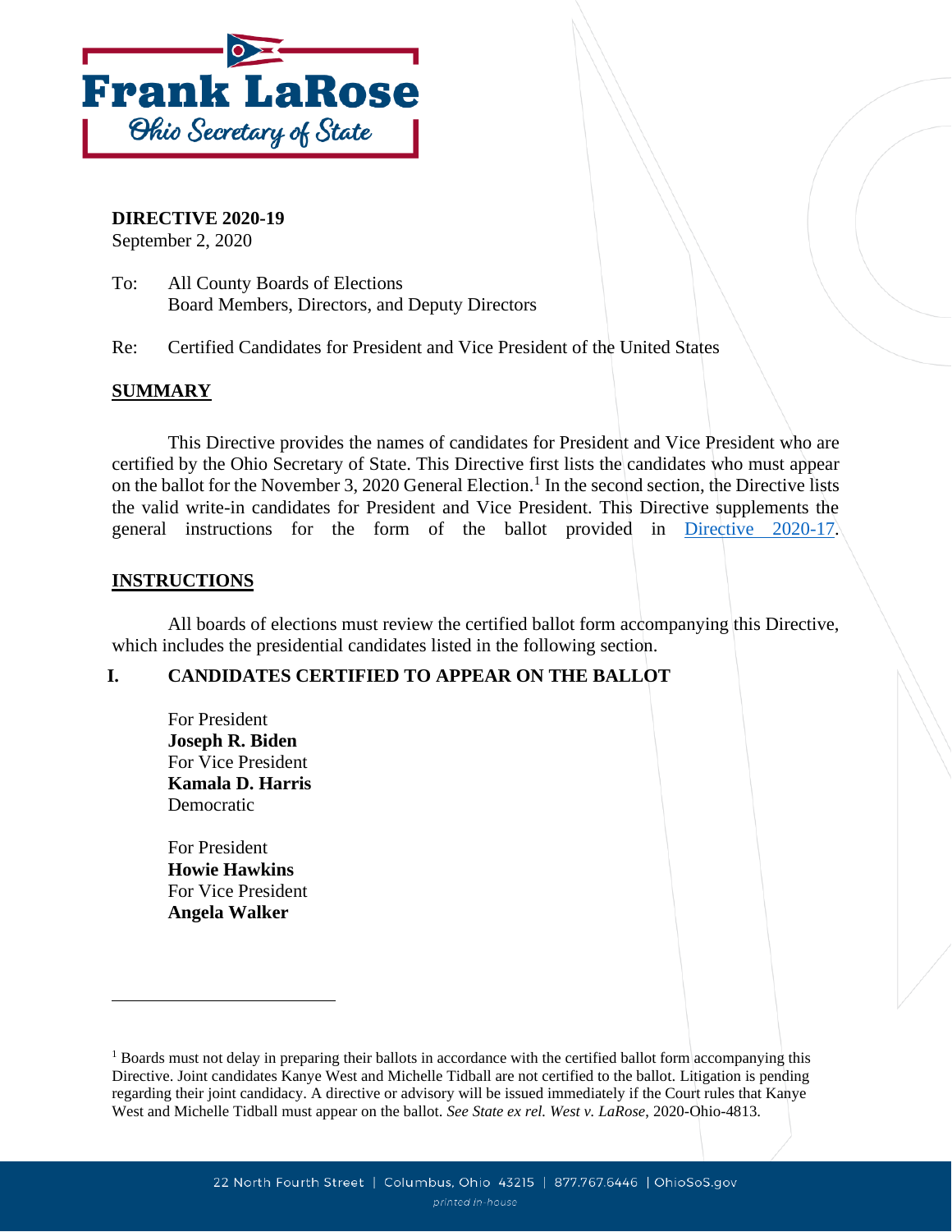Frank LaRose
Ohio Secretary of State

**DIRECTIVE 2020-19**
September 2, 2020

To: All County Boards of Elections
Board Members, Directors, and Deputy Directors

Re: Certified Candidates for President and Vice President of the United States

## SUMMARY

This Directive provides the names of candidates for President and Vice President who are certified by the Ohio Secretary of State. This Directive first lists the candidates who must appear on the ballot for the November 3, 2020 General Election.[1] In the second section, the Directive lists the valid write-in candidates for President and Vice President. This Directive supplements the general instructions for the form of the ballot provided in [Directive 2020-17](Directive 2020-17).

## INSTRUCTIONS

All boards of elections must review the certified ballot form accompanying this Directive, which includes the presidential candidates listed in the following section.

### I. CANDIDATES CERTIFIED TO APPEAR ON THE BALLOT

For President
**Joseph R. Biden**
For Vice President
**Kamala D. Harris**
Democratic

For President
**Howie Hawkins**
For Vice President
**Angela Walker**

---

[1] Boards must not delay in preparing their ballots in accordance with the certified ballot form accompanying this Directive. Joint candidates Kanye West and Michelle Tidball are not certified to the ballot. Litigation is pending regarding their joint candidacy. A directive or advisory will be issued immediately if the Court rules that Kanye West and Michelle Tidball must appear on the ballot. *See State ex rel. West v. LaRose*, 2020-Ohio-4813.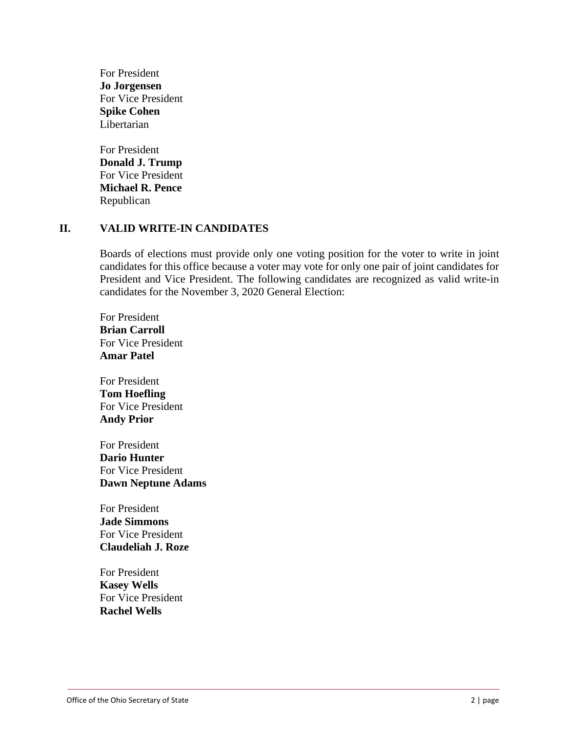For President
**Jo Jorgensen**
For Vice President
**Spike Cohen**
Libertarian

For President
**Donald J. Trump**
For Vice President
**Michael R. Pence**
Republican

## II. VALID WRITE-IN CANDIDATES

Boards of elections must provide only one voting position for the voter to write in joint candidates for this office because a voter may vote for only one pair of joint candidates for President and Vice President. The following candidates are recognized as valid write-in candidates for the November 3, 2020 General Election:

For President
**Brian Carroll**
For Vice President
**Amar Patel**

For President
**Tom Hoefling**
For Vice President
**Andy Prior**

For President
**Dario Hunter**
For Vice President
**Dawn Neptune Adams**

For President
**Jade Simmons**
For Vice President
**Claudeliah J. Roze**

For President
**Kasey Wells**
For Vice President
**Rachel Wells**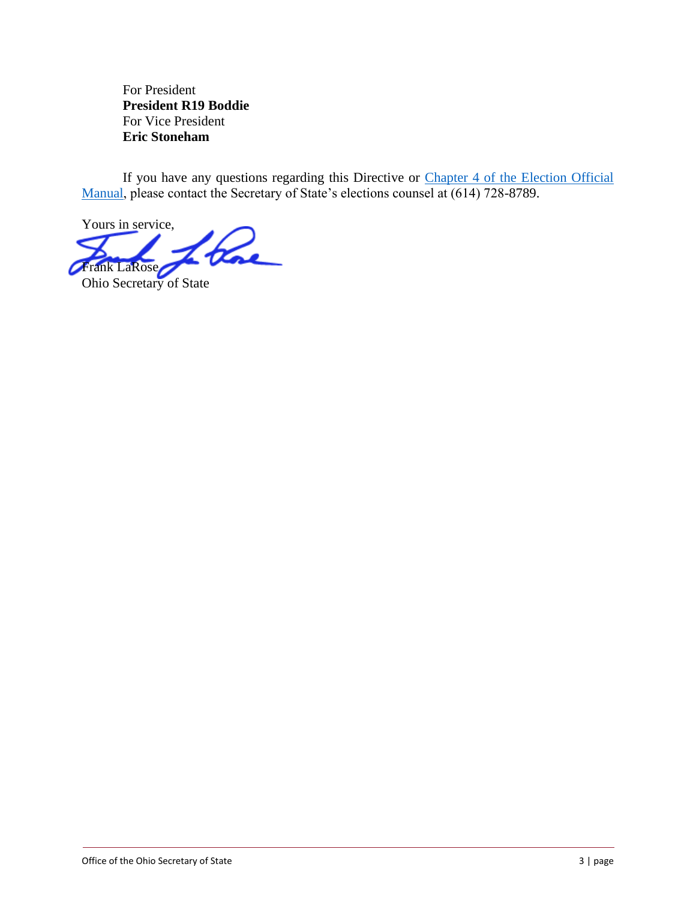For President
**President R19 Boddie**
For Vice President
**Eric Stoneham**

If you have any questions regarding this Directive or [Chapter 4 of the Election Official Manual](), please contact the Secretary of State's elections counsel at (614) 728-8789.

Yours in service,

Frank LaRose
Ohio Secretary of State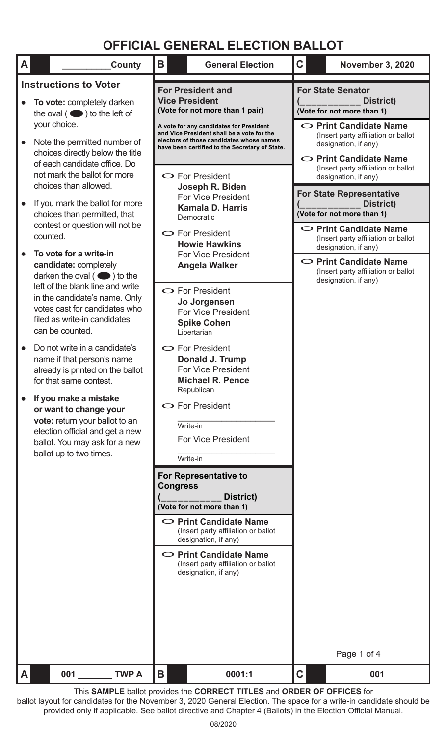# OFFICIAL GENERAL ELECTION BALLOT

| A | __________County | B | General Election | C | November 3, 2020 |
|---|---|---|---|---|---|

## Instructions to Voter

- **To vote:** completely darken the oval ( ⬬ ) to the left of your choice.
- Note the permitted number of choices directly below the title of each candidate office. Do not mark the ballot for more choices than allowed.
- If you mark the ballot for more choices than permitted, that contest or question will not be counted.
- **To vote for a write-in candidate:** completely darken the oval ( ⬬ ) to the left of the blank line and write in the candidate's name. Only votes cast for candidates who filed as write-in candidates can be counted.
- Do not write in a candidate's name if that person's name already is printed on the ballot for that same contest.
- **If you make a mistake or want to change your vote:** return your ballot to an election official and get a new ballot. You may ask for a new ballot up to two times.

**For President and Vice President**
**(Vote for not more than 1 pair)**

**A vote for any candidates for President and Vice President shall be a vote for the electors of those candidates whose names have been certified to the Secretary of State.**

⬭ For President
**Joseph R. Biden**
For Vice President
**Kamala D. Harris**
Democratic

⬭ For President
**Howie Hawkins**
For Vice President
**Angela Walker**

⬭ For President
**Jo Jorgensen**
For Vice President
**Spike Cohen**
Libertarian

⬭ For President
**Donald J. Trump**
For Vice President
**Michael R. Pence**
Republican

⬭ For President
____________________
Write-in
For Vice President
____________________
Write-in

**For Representative to Congress**
**(___________ District)**
**(Vote for not more than 1)**

⬭ **Print Candidate Name**
(Insert party affiliation or ballot designation, if any)

⬭ **Print Candidate Name**
(Insert party affiliation or ballot designation, if any)

**For State Senator**
**(___________ District)**
**(Vote for not more than 1)**

⬭ **Print Candidate Name**
(Insert party affiliation or ballot designation, if any)

⬭ **Print Candidate Name**
(Insert party affiliation or ballot designation, if any)

**For State Representative**
**(___________ District)**
**(Vote for not more than 1)**

⬭ **Print Candidate Name**
(Insert party affiliation or ballot designation, if any)

⬭ **Print Candidate Name**
(Insert party affiliation or ballot designation, if any)

| A | 001 _______ TWP A | B | 0001:1 | C | 001 |
|---|---|---|---|---|---|

This **SAMPLE** ballot provides the **CORRECT TITLES** and **ORDER OF OFFICES** for ballot layout for candidates for the November 3, 2020 General Election. The space for a write-in candidate should be provided only if applicable. See ballot directive and Chapter 4 (Ballots) in the Election Official Manual.

08/2020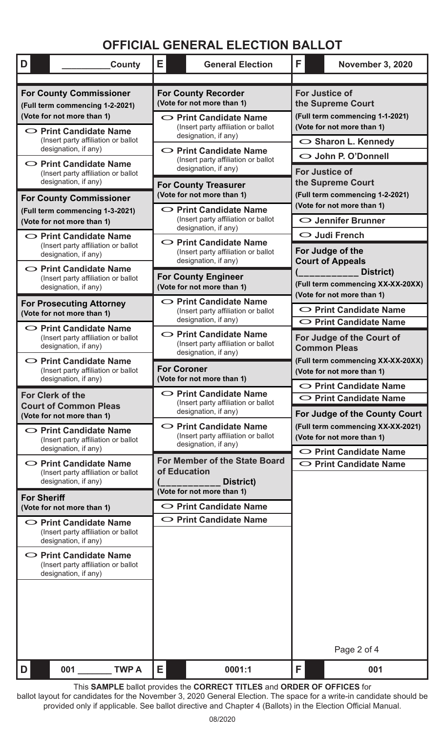# OFFICIAL GENERAL ELECTION BALLOT

| D ________County | E General Election | F November 3, 2020 |
| --- | --- | --- |

**For County Commissioner**
**(Full term commencing 1-2-2021)**
**(Vote for not more than 1)**

- ○ **Print Candidate Name** (Insert party affiliation or ballot designation, if any)
- ○ **Print Candidate Name** (Insert party affiliation or ballot designation, if any)

**For County Commissioner**
**(Full term commencing 1-3-2021)**
**(Vote for not more than 1)**

- ○ **Print Candidate Name** (Insert party affiliation or ballot designation, if any)
- ○ **Print Candidate Name** (Insert party affiliation or ballot designation, if any)

**For Prosecuting Attorney**
**(Vote for not more than 1)**

- ○ **Print Candidate Name** (Insert party affiliation or ballot designation, if any)
- ○ **Print Candidate Name** (Insert party affiliation or ballot designation, if any)

**For Clerk of the Court of Common Pleas**
**(Vote for not more than 1)**

- ○ **Print Candidate Name** (Insert party affiliation or ballot designation, if any)
- ○ **Print Candidate Name** (Insert party affiliation or ballot designation, if any)

**For Sheriff**
**(Vote for not more than 1)**

- ○ **Print Candidate Name** (Insert party affiliation or ballot designation, if any)
- ○ **Print Candidate Name** (Insert party affiliation or ballot designation, if any)

**For County Recorder**
**(Vote for not more than 1)**

- ○ **Print Candidate Name** (Insert party affiliation or ballot designation, if any)
- ○ **Print Candidate Name** (Insert party affiliation or ballot designation, if any)

**For County Treasurer**
**(Vote for not more than 1)**

- ○ **Print Candidate Name** (Insert party affiliation or ballot designation, if any)
- ○ **Print Candidate Name** (Insert party affiliation or ballot designation, if any)

**For County Engineer**
**(Vote for not more than 1)**

- ○ **Print Candidate Name** (Insert party affiliation or ballot designation, if any)
- ○ **Print Candidate Name** (Insert party affiliation or ballot designation, if any)

**For Coroner**
**(Vote for not more than 1)**

- ○ **Print Candidate Name** (Insert party affiliation or ballot designation, if any)
- ○ **Print Candidate Name** (Insert party affiliation or ballot designation, if any)

**For Member of the State Board of Education**
**(__________ District)**
**(Vote for not more than 1)**

- ○ **Print Candidate Name**
- ○ **Print Candidate Name**

**For Justice of the Supreme Court**
**(Full term commencing 1-1-2021)**
**(Vote for not more than 1)**

- ○ **Sharon L. Kennedy**
- ○ **John P. O'Donnell**

**For Justice of the Supreme Court**
**(Full term commencing 1-2-2021)**
**(Vote for not more than 1)**

- ○ **Jennifer Brunner**
- ○ **Judi French**

**For Judge of the Court of Appeals**
**(__________ District)**
**(Full term commencing XX-XX-20XX)**
**(Vote for not more than 1)**

- ○ **Print Candidate Name**
- ○ **Print Candidate Name**

**For Judge of the Court of Common Pleas**
**(Full term commencing XX-XX-20XX)**
**(Vote for not more than 1)**

- ○ **Print Candidate Name**
- ○ **Print Candidate Name**

**For Judge of the County Court**
**(Full term commencing XX-XX-2021)**
**(Vote for not more than 1)**

- ○ **Print Candidate Name**
- ○ **Print Candidate Name**

| D 001 ______ TWP A | E 0001:1 | F 001 |
| --- | --- | --- |

This **SAMPLE** ballot provides the **CORRECT TITLES** and **ORDER OF OFFICES** for ballot layout for candidates for the November 3, 2020 General Election. The space for a write-in candidate should be provided only if applicable. See ballot directive and Chapter 4 (Ballots) in the Election Official Manual.

08/2020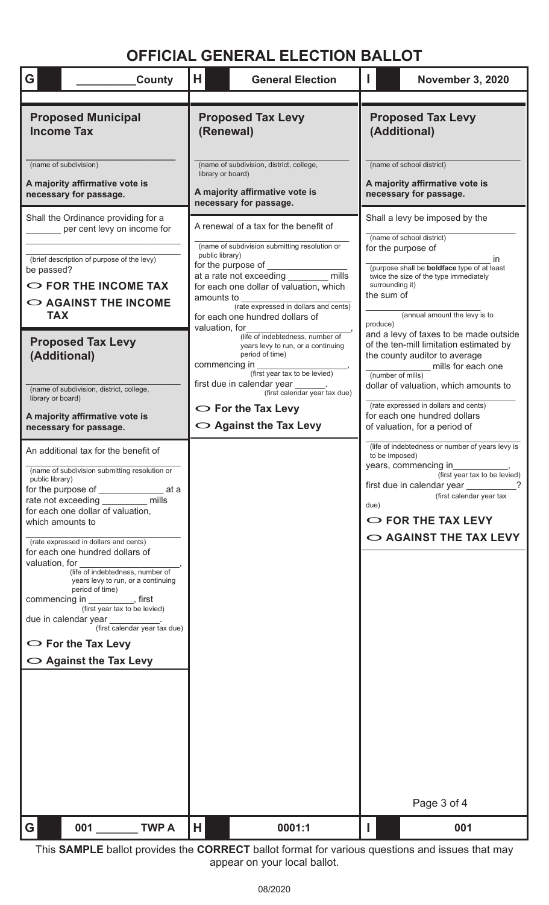# OFFICIAL GENERAL ELECTION BALLOT

| G | ________County | H | General Election | I | November 3, 2020 |
|---|---|---|---|---|---|

## Proposed Municipal Income Tax

________________________
(name of subdivision)

**A majority affirmative vote is necessary for passage.**

Shall the Ordinance providing for a ________ per cent levy on income for ________________________
(brief description of purpose of the levy)
be passed?

- **FOR THE INCOME TAX**
- **AGAINST THE INCOME TAX**

## Proposed Tax Levy (Additional)

________________________
(name of subdivision, district, college, library or board)

**A majority affirmative vote is necessary for passage.**

An additional tax for the benefit of ________________________
(name of subdivision submitting resolution or public library)
for the purpose of ______________ at a rate not exceeding __________ mills for each one dollar of valuation, which amounts to ________________________
(rate expressed in dollars and cents)
for each one hundred dollars of valuation, for ________________________,
(life of indebtedness, number of years levy to run, or a continuing period of time)
commencing in __________, first
(first year tax to be levied)
due in calendar year ___________.
(first calendar year tax due)

- **For the Tax Levy**
- **Against the Tax Levy**

## Proposed Tax Levy (Renewal)

________________________
(name of subdivision, district, college, library or board)

**A majority affirmative vote is necessary for passage.**

A renewal of a tax for the benefit of ________________________
(name of subdivision submitting resolution or public library)
for the purpose of ________________ at a rate not exceeding _________ mills for each one dollar of valuation, which amounts to ________________________
(rate expressed in dollars and cents)
for each one hundred dollars of valuation, for ________________________,
(life of indebtedness, number of years levy to run, or a continuing period of time)
commencing in ________________________,
(first year tax to be levied)
first due in calendar year _______.
(first calendar year tax due)

- **For the Tax Levy**
- **Against the Tax Levy**

## Proposed Tax Levy (Additional)

________________________
(name of school district)

**A majority affirmative vote is necessary for passage.**

Shall a levy be imposed by the ________________________
(name of school district)
for the purpose of ________________________ in
(purpose shall be **boldface** type of at least twice the size of the type immediately surrounding it)
the sum of ________________________
(annual amount the levy is to produce)
and a levy of taxes to be made outside of the ten-mill limitation estimated by the county auditor to average _____________ mills for each one
(number of mills)
dollar of valuation, which amounts to ________________________
(rate expressed in dollars and cents)
for each one hundred dollars of valuation, for a period of ________________________
(life of indebtedness or number of years levy is to be imposed)
years, commencing in____________,
(first year tax to be levied)
first due in calendar year ___________?
(first calendar year tax due)

- **FOR THE TAX LEVY**
- **AGAINST THE TAX LEVY**

| G | 001 _______ TWP A | H | 0001:1 | I | 001 |
|---|---|---|---|---|---|

This **SAMPLE** ballot provides the **CORRECT** ballot format for various questions and issues that may appear on your local ballot.

08/2020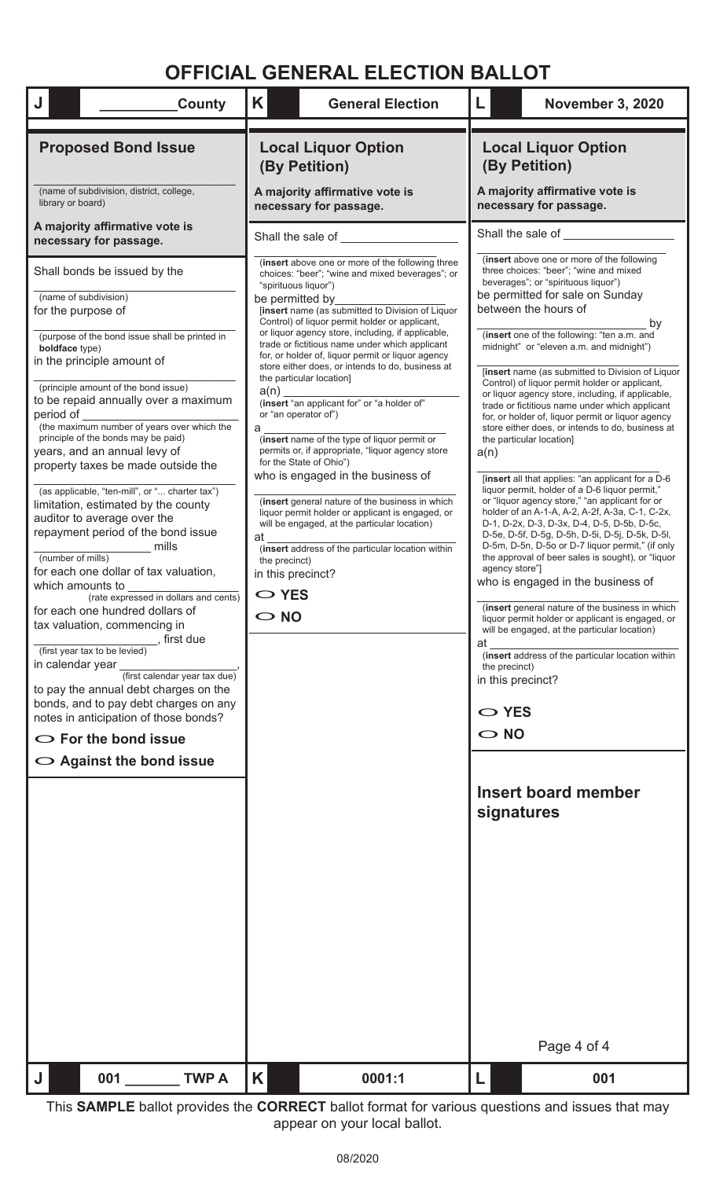# OFFICIAL GENERAL ELECTION BALLOT

| J | ________County | K | General Election | L | November 3, 2020 |
|---|---|---|---|---|---|

## Proposed Bond Issue

______________________________
(name of subdivision, district, college, library or board)

**A majority affirmative vote is necessary for passage.**

Shall bonds be issued by the

______________________________
(name of subdivision)

for the purpose of

______________________________
(purpose of the bond issue shall be printed in **boldface** type)

in the principle amount of

______________________________
(principle amount of the bond issue)

to be repaid annually over a maximum period of ______________________________
(the maximum number of years over which the principle of the bonds may be paid)

years, and an annual levy of property taxes be made outside the

______________________________
(as applicable, "ten-mill", or "... charter tax")

limitation, estimated by the county auditor to average over the repayment period of the bond issue __________ mills
(number of mills)

for each one dollar of tax valuation, which amounts to ______________________________
(rate expressed in dollars and cents)

for each one hundred dollars of tax valuation, commencing in __________, first due
(first year tax to be levied)

in calendar year __________,
(first calendar year tax due)

to pay the annual debt charges on the bonds, and to pay debt charges on any notes in anticipation of those bonds?

○ **For the bond issue**

○ **Against the bond issue**

## Local Liquor Option (By Petition)

**A majority affirmative vote is necessary for passage.**

Shall the sale of ______________________________

(**insert** above one or more of the following three choices: "beer"; "wine and mixed beverages"; or "spirituous liquor")

be permitted by ______________________________

[**insert** name (as submitted to Division of Liquor Control) of liquor permit holder or applicant, or liquor agency store, including, if applicable, trade or fictitious name under which applicant for, or holder of, liquor permit or liquor agency store either does, or intends to do, business at the particular location]

a(n) ______________________________

(**insert** "an applicant for" or "a holder of" or "an operator of")

a ______________________________

(**insert** name of the type of liquor permit or permits or, if appropriate, "liquor agency store for the State of Ohio")

who is engaged in the business of

______________________________

(**insert** general nature of the business in which liquor permit holder or applicant is engaged, or will be engaged, at the particular location)

at ______________________________

(**insert** address of the particular location within the precinct)

in this precinct?

○ **YES**

○ **NO**

## Local Liquor Option (By Petition)

**A majority affirmative vote is necessary for passage.**

Shall the sale of ______________________________

(**insert** above one or more of the following three choices: "beer"; "wine and mixed beverages"; or "spirituous liquor")

be permitted for sale on Sunday between the hours of

______________________________ by

(**insert** one of the following: "ten a.m. and midnight" or "eleven a.m. and midnight")

______________________________

[**insert** name (as submitted to Division of Liquor Control) of liquor permit holder or applicant, or liquor agency store, including, if applicable, trade or fictitious name under which applicant for, or holder of, liquor permit or liquor agency store either does, or intends to do, business at the particular location]

a(n)

______________________________

[**insert** all that applies: "an applicant for a D-6 liquor permit, holder of a D-6 liquor permit," or "liquor agency store," "an applicant for or holder of an A-1-A, A-2, A-2f, A-3a, C-1, C-2x, D-1, D-2x, D-3, D-3x, D-4, D-5, D-5b, D-5c, D-5e, D-5f, D-5g, D-5h, D-5i, D-5j, D-5k, D-5l, D-5m, D-5n, D-5o or D-7 liquor permit," (if only the approval of beer sales is sought), or "liquor agency store"]

who is engaged in the business of

______________________________

(**insert** general nature of the business in which liquor permit holder or applicant is engaged, or will be engaged, at the particular location)

at ______________________________

(**insert** address of the particular location within the precinct)

in this precinct?

○ **YES**

○ **NO**

## Insert board member signatures

| J | 001 _______ TWP A | K | 0001:1 | L | 001 |
|---|---|---|---|---|---|

This **SAMPLE** ballot provides the **CORRECT** ballot format for various questions and issues that may appear on your local ballot.

08/2020